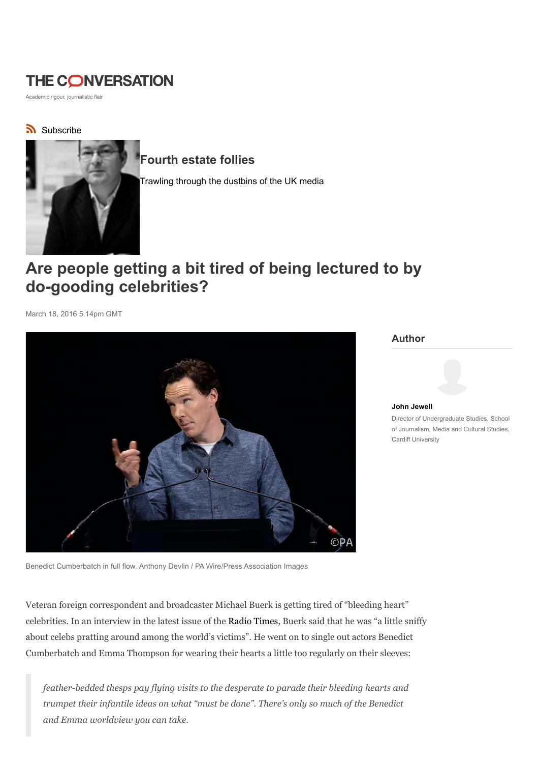THE CONVERSATION

Academic rigour, journalistic flair

Subscribe

## Fourth estate follies

Trawling through the dustbins of the UK media

# Are people getting a bit tired of being lectured to by do-gooding celebrities?

March 18, 2016 5.14pm GMT

Benedict Cumberbatch in full flow. Anthony Devlin / PA Wire/Press Association Images

**Author**

**John Jewell**

Director of Undergraduate Studies, School of Journalism, Media and Cultural Studies, Cardiff University

Veteran foreign correspondent and broadcaster Michael Buerk is getting tired of "bleeding heart" celebrities. In an interview in the latest issue of the Radio Times, Buerk said that he was "a little sniffy about celebs pratting around among the world's victims". He went on to single out actors Benedict Cumberbatch and Emma Thompson for wearing their hearts a little too regularly on their sleeves:

> *feather-bedded thesps pay flying visits to the desperate to parade their bleeding hearts and trumpet their infantile ideas on what "must be done". There's only so much of the Benedict and Emma worldview you can take.*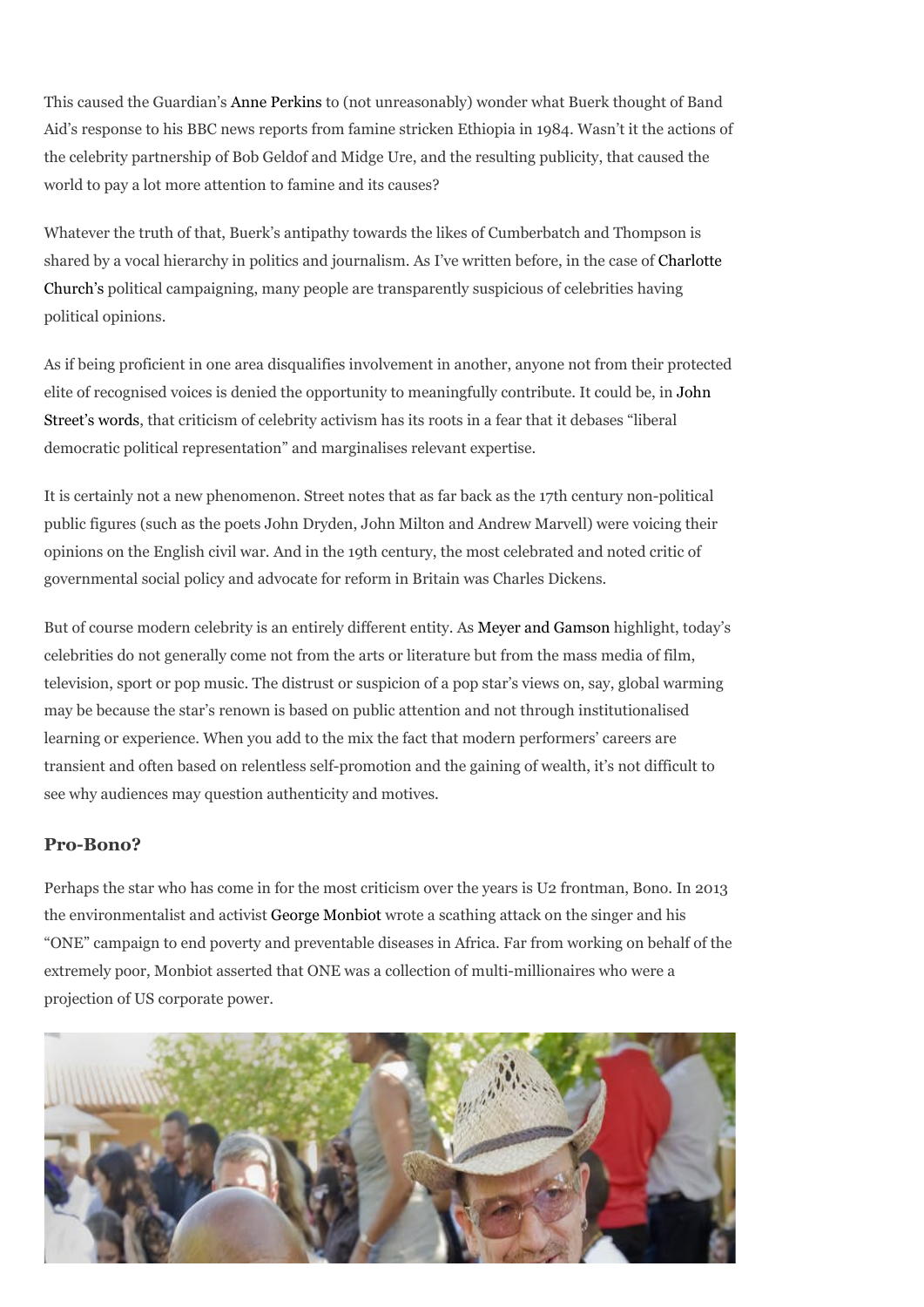This caused the Guardian's Anne Perkins to (not unreasonably) wonder what Buerk thought of Band Aid's response to his BBC news reports from famine stricken Ethiopia in 1984. Wasn't it the actions of the celebrity partnership of Bob Geldof and Midge Ure, and the resulting publicity, that caused the world to pay a lot more attention to famine and its causes?

Whatever the truth of that, Buerk's antipathy towards the likes of Cumberbatch and Thompson is shared by a vocal hierarchy in politics and journalism. As I've written before, in the case of Charlotte Church's political campaigning, many people are transparently suspicious of celebrities having political opinions.

As if being proficient in one area disqualifies involvement in another, anyone not from their protected elite of recognised voices is denied the opportunity to meaningfully contribute. It could be, in John Street's words, that criticism of celebrity activism has its roots in a fear that it debases "liberal democratic political representation" and marginalises relevant expertise.

It is certainly not a new phenomenon. Street notes that as far back as the 17th century non-political public figures (such as the poets John Dryden, John Milton and Andrew Marvell) were voicing their opinions on the English civil war. And in the 19th century, the most celebrated and noted critic of governmental social policy and advocate for reform in Britain was Charles Dickens.

But of course modern celebrity is an entirely different entity. As Meyer and Gamson highlight, today's celebrities do not generally come not from the arts or literature but from the mass media of film, television, sport or pop music. The distrust or suspicion of a pop star's views on, say, global warming may be because the star's renown is based on public attention and not through institutionalised learning or experience. When you add to the mix the fact that modern performers' careers are transient and often based on relentless self-promotion and the gaining of wealth, it's not difficult to see why audiences may question authenticity and motives.

### Pro-Bono?

Perhaps the star who has come in for the most criticism over the years is U2 frontman, Bono. In 2013 the environmentalist and activist George Monbiot wrote a scathing attack on the singer and his "ONE" campaign to end poverty and preventable diseases in Africa. Far from working on behalf of the extremely poor, Monbiot asserted that ONE was a collection of multi-millionaires who were a projection of US corporate power.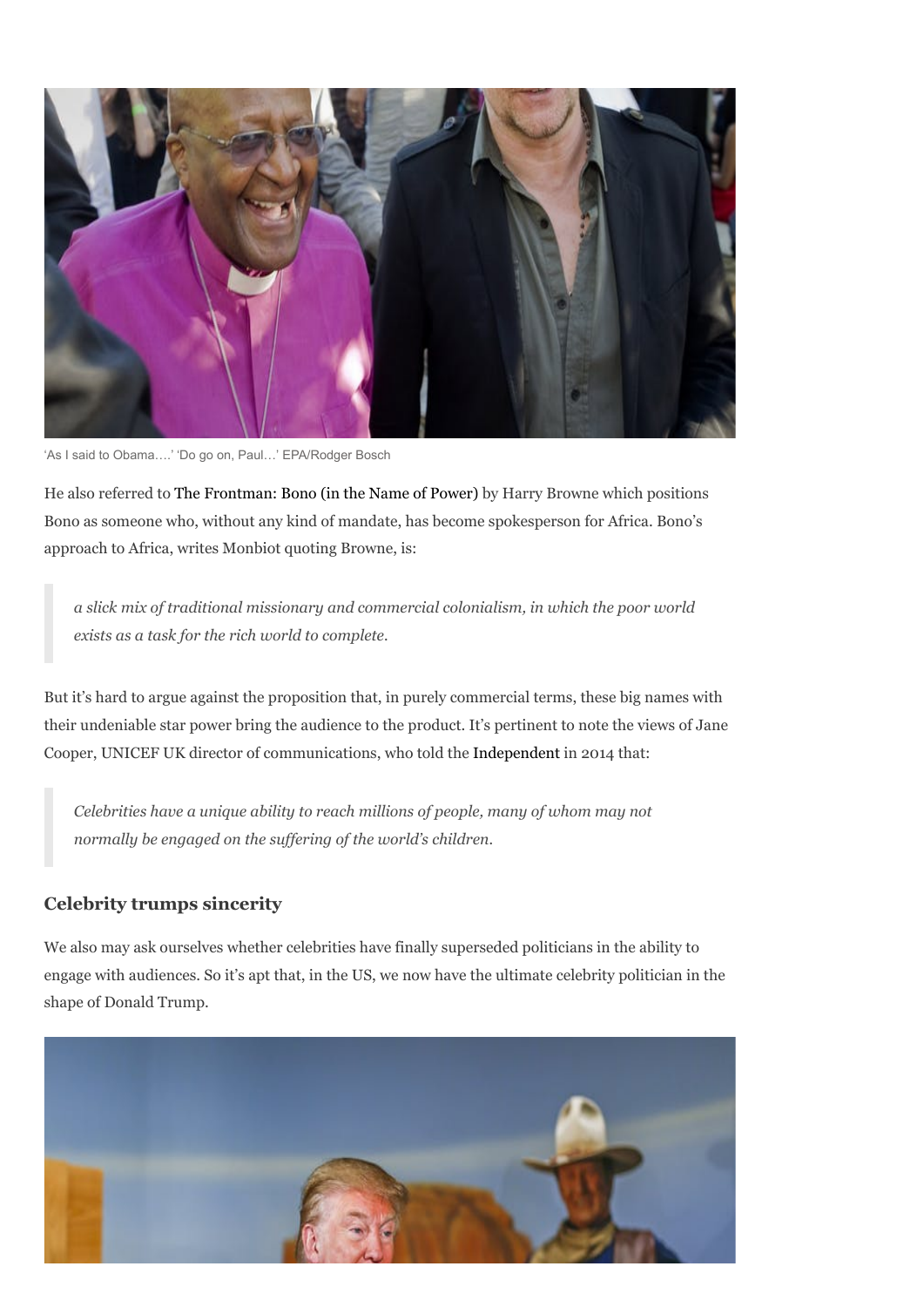'As I said to Obama….' 'Do go on, Paul…' EPA/Rodger Bosch

He also referred to The Frontman: Bono (in the Name of Power) by Harry Browne which positions Bono as someone who, without any kind of mandate, has become spokesperson for Africa. Bono's approach to Africa, writes Monbiot quoting Browne, is:

> *a slick mix of traditional missionary and commercial colonialism, in which the poor world exists as a task for the rich world to complete.*

But it's hard to argue against the proposition that, in purely commercial terms, these big names with their undeniable star power bring the audience to the product. It's pertinent to note the views of Jane Cooper, UNICEF UK director of communications, who told the Independent in 2014 that:

> *Celebrities have a unique ability to reach millions of people, many of whom may not normally be engaged on the suffering of the world's children.*

### Celebrity trumps sincerity

We also may ask ourselves whether celebrities have finally superseded politicians in the ability to engage with audiences. So it's apt that, in the US, we now have the ultimate celebrity politician in the shape of Donald Trump.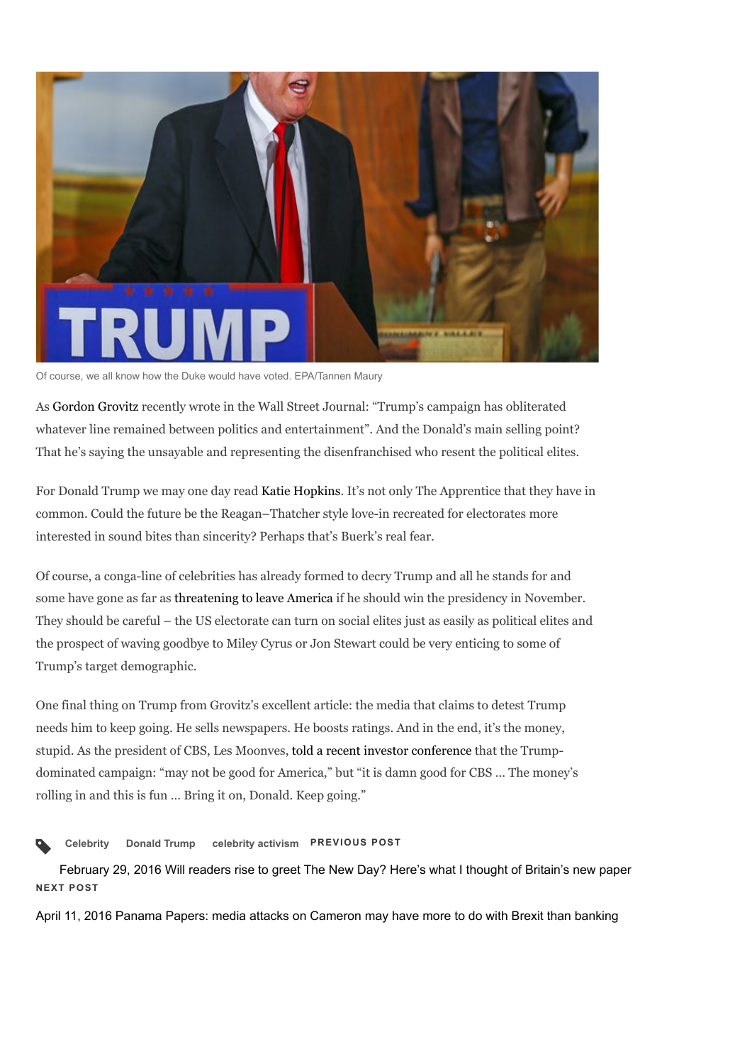Of course, we all know how the Duke would have voted. EPA/Tannen Maury

As Gordon Grovitz recently wrote in the Wall Street Journal: "Trump's campaign has obliterated whatever line remained between politics and entertainment". And the Donald's main selling point? That he's saying the unsayable and representing the disenfranchised who resent the political elites.

For Donald Trump we may one day read Katie Hopkins. It's not only The Apprentice that they have in common. Could the future be the Reagan–Thatcher style love-in recreated for electorates more interested in sound bites than sincerity? Perhaps that's Buerk's real fear.

Of course, a conga-line of celebrities has already formed to decry Trump and all he stands for and some have gone as far as threatening to leave America if he should win the presidency in November. They should be careful – the US electorate can turn on social elites just as easily as political elites and the prospect of waving goodbye to Miley Cyrus or Jon Stewart could be very enticing to some of Trump's target demographic.

One final thing on Trump from Grovitz's excellent article: the media that claims to detest Trump needs him to keep going. He sells newspapers. He boosts ratings. And in the end, it's the money, stupid. As the president of CBS, Les Moonves, told a recent investor conference that the Trump-dominated campaign: "may not be good for America," but "it is damn good for CBS … The money's rolling in and this is fun … Bring it on, Donald. Keep going."

Celebrity · Donald Trump · celebrity activism

**PREVIOUS POST**

February 29, 2016 Will readers rise to greet The New Day? Here's what I thought of Britain's new paper

**NEXT POST**

April 11, 2016 Panama Papers: media attacks on Cameron may have more to do with Brexit than banking